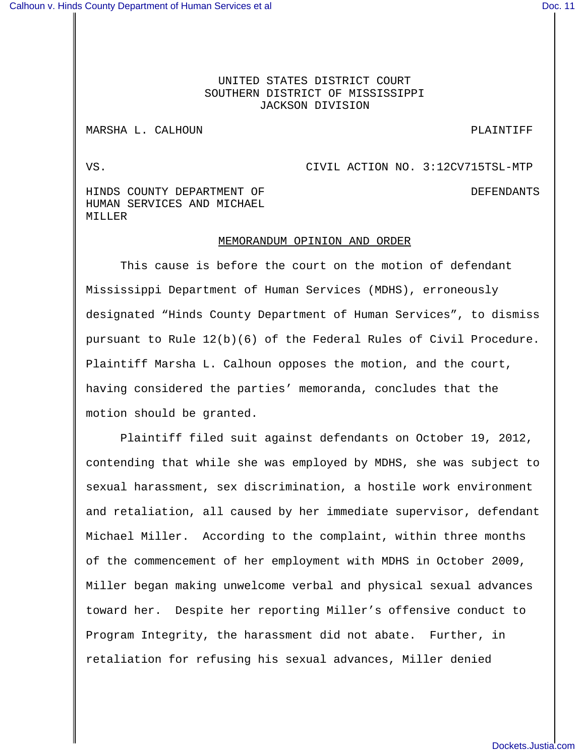UNITED STATES DISTRICT COURT
SOUTHERN DISTRICT OF MISSISSIPPI
JACKSON DIVISION

MARSHA L. CALHOUN PLAINTIFF

VS. CIVIL ACTION NO. 3:12CV715TSL-MTP

HINDS COUNTY DEPARTMENT OF HUMAN SERVICES AND MICHAEL MILLER DEFENDANTS

MEMORANDUM OPINION AND ORDER

This cause is before the court on the motion of defendant Mississippi Department of Human Services (MDHS), erroneously designated "Hinds County Department of Human Services", to dismiss pursuant to Rule 12(b)(6) of the Federal Rules of Civil Procedure. Plaintiff Marsha L. Calhoun opposes the motion, and the court, having considered the parties' memoranda, concludes that the motion should be granted.

Plaintiff filed suit against defendants on October 19, 2012, contending that while she was employed by MDHS, she was subject to sexual harassment, sex discrimination, a hostile work environment and retaliation, all caused by her immediate supervisor, defendant Michael Miller. According to the complaint, within three months of the commencement of her employment with MDHS in October 2009, Miller began making unwelcome verbal and physical sexual advances toward her. Despite her reporting Miller's offensive conduct to Program Integrity, the harassment did not abate. Further, in retaliation for refusing his sexual advances, Miller denied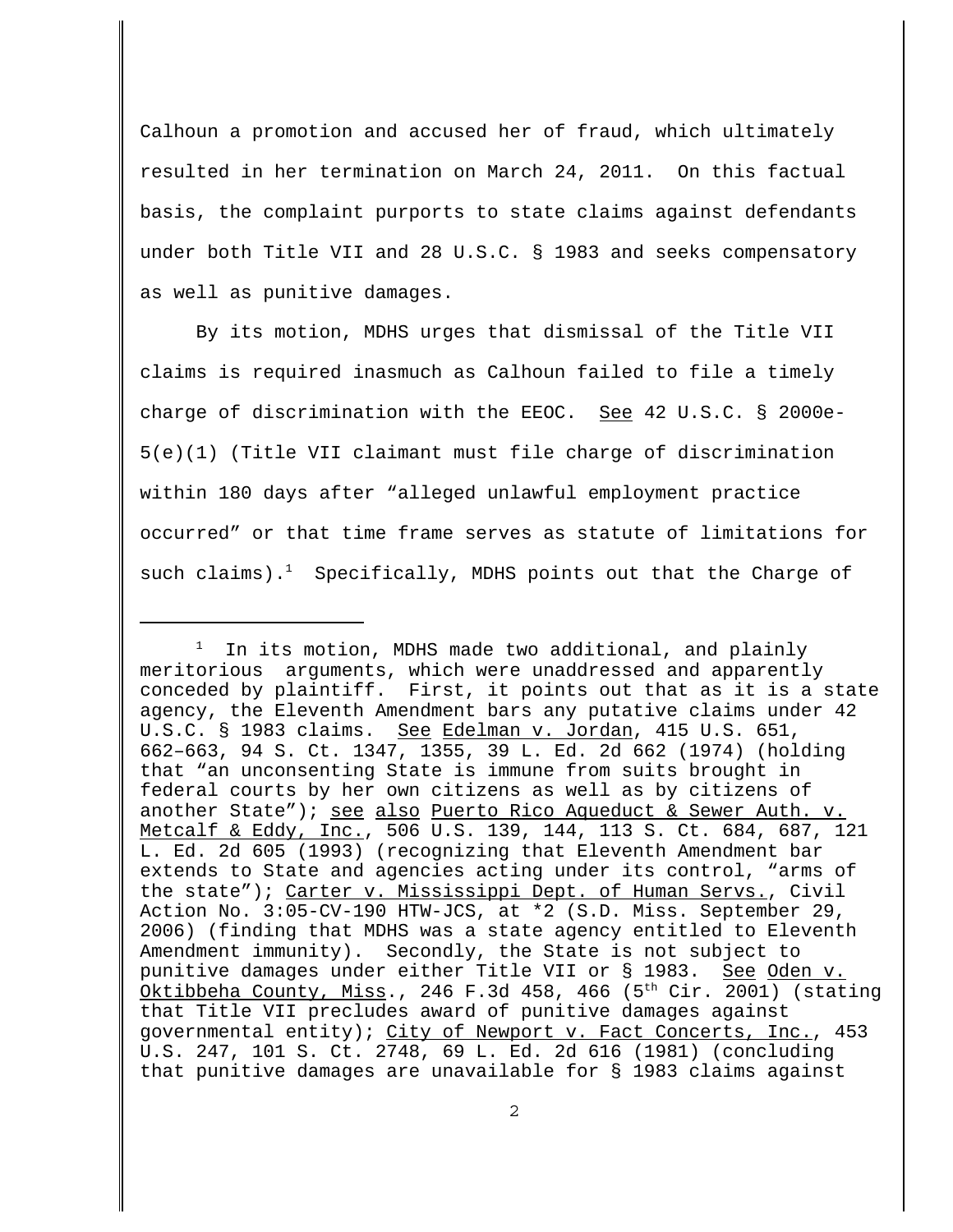Calhoun a promotion and accused her of fraud, which ultimately resulted in her termination on March 24, 2011. On this factual basis, the complaint purports to state claims against defendants under both Title VII and 28 U.S.C. § 1983 and seeks compensatory as well as punitive damages.

By its motion, MDHS urges that dismissal of the Title VII claims is required inasmuch as Calhoun failed to file a timely charge of discrimination with the EEOC. See 42 U.S.C. § 2000e-5(e)(1) (Title VII claimant must file charge of discrimination within 180 days after "alleged unlawful employment practice occurred" or that time frame serves as statute of limitations for such claims).[1] Specifically, MDHS points out that the Charge of

---

[1] In its motion, MDHS made two additional, and plainly meritorious arguments, which were unaddressed and apparently conceded by plaintiff. First, it points out that as it is a state agency, the Eleventh Amendment bars any putative claims under 42 U.S.C. § 1983 claims. See Edelman v. Jordan, 415 U.S. 651, 662–663, 94 S. Ct. 1347, 1355, 39 L. Ed. 2d 662 (1974) (holding that "an unconsenting State is immune from suits brought in federal courts by her own citizens as well as by citizens of another State"); see also Puerto Rico Aqueduct & Sewer Auth. v. Metcalf & Eddy, Inc., 506 U.S. 139, 144, 113 S. Ct. 684, 687, 121 L. Ed. 2d 605 (1993) (recognizing that Eleventh Amendment bar extends to State and agencies acting under its control, "arms of the state"); Carter v. Mississippi Dept. of Human Servs., Civil Action No. 3:05-CV-190 HTW-JCS, at *2 (S.D. Miss. September 29, 2006) (finding that MDHS was a state agency entitled to Eleventh Amendment immunity). Secondly, the State is not subject to punitive damages under either Title VII or § 1983. See Oden v. Oktibbeha County, Miss., 246 F.3d 458, 466 (5th Cir. 2001) (stating that Title VII precludes award of punitive damages against governmental entity); City of Newport v. Fact Concerts, Inc., 453 U.S. 247, 101 S. Ct. 2748, 69 L. Ed. 2d 616 (1981) (concluding that punitive damages are unavailable for § 1983 claims against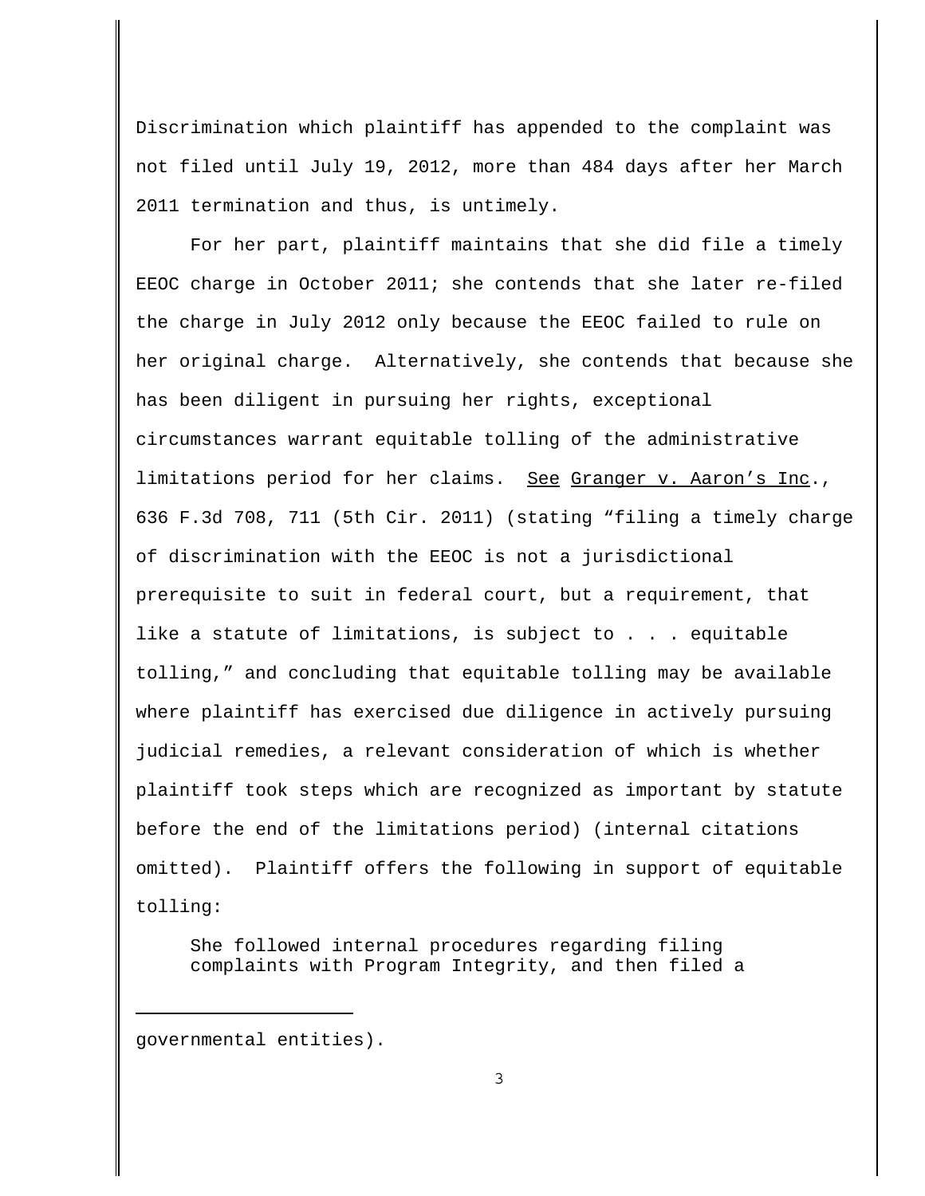Discrimination which plaintiff has appended to the complaint was not filed until July 19, 2012, more than 484 days after her March 2011 termination and thus, is untimely.

For her part, plaintiff maintains that she did file a timely EEOC charge in October 2011; she contends that she later re-filed the charge in July 2012 only because the EEOC failed to rule on her original charge. Alternatively, she contends that because she has been diligent in pursuing her rights, exceptional circumstances warrant equitable tolling of the administrative limitations period for her claims. See Granger v. Aaron's Inc., 636 F.3d 708, 711 (5th Cir. 2011) (stating "filing a timely charge of discrimination with the EEOC is not a jurisdictional prerequisite to suit in federal court, but a requirement, that like a statute of limitations, is subject to . . . equitable tolling," and concluding that equitable tolling may be available where plaintiff has exercised due diligence in actively pursuing judicial remedies, a relevant consideration of which is whether plaintiff took steps which are recognized as important by statute before the end of the limitations period) (internal citations omitted). Plaintiff offers the following in support of equitable tolling:

> She followed internal procedures regarding filing complaints with Program Integrity, and then filed a

governmental entities).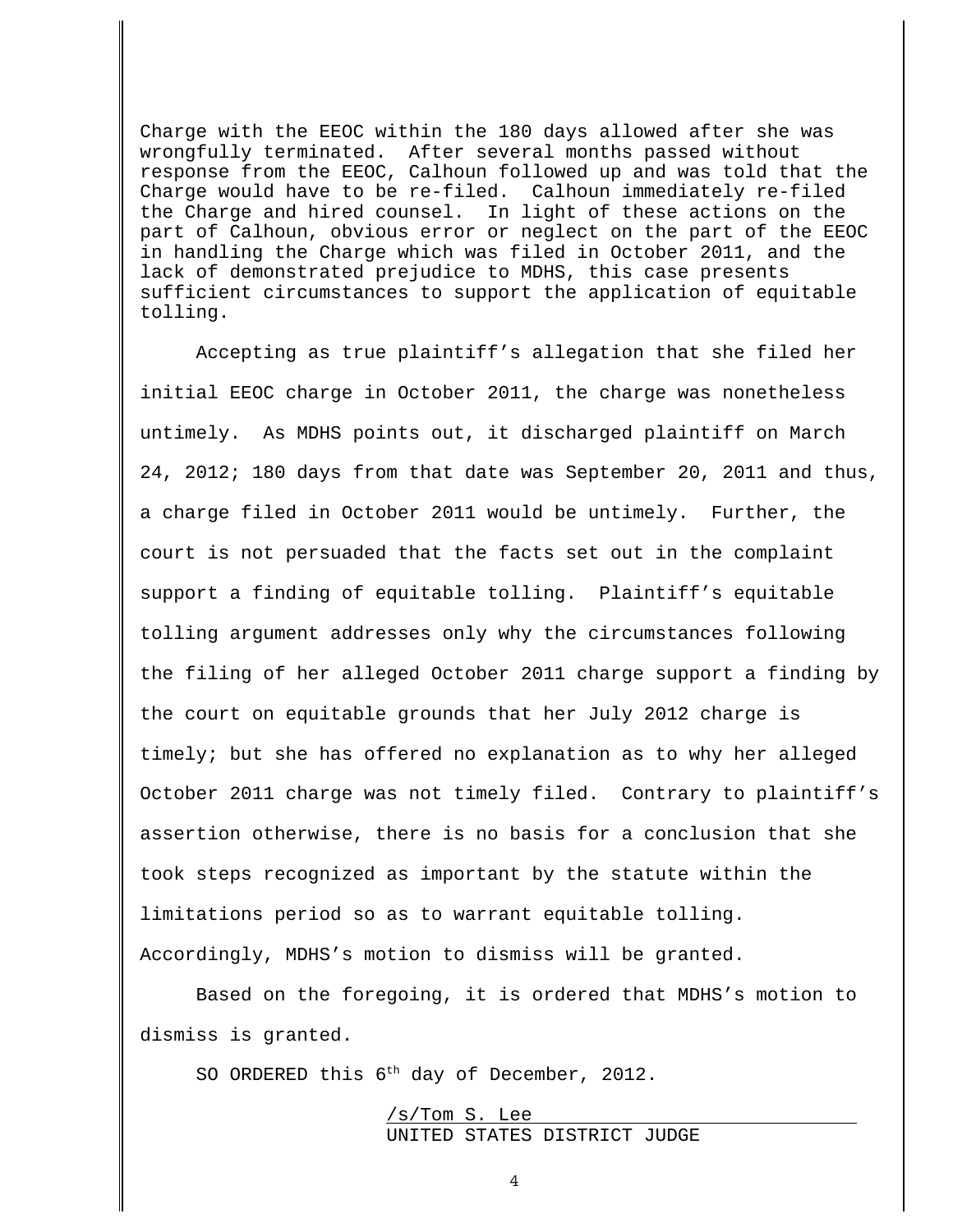Charge with the EEOC within the 180 days allowed after she was wrongfully terminated. After several months passed without response from the EEOC, Calhoun followed up and was told that the Charge would have to be re-filed. Calhoun immediately re-filed the Charge and hired counsel. In light of these actions on the part of Calhoun, obvious error or neglect on the part of the EEOC in handling the Charge which was filed in October 2011, and the lack of demonstrated prejudice to MDHS, this case presents sufficient circumstances to support the application of equitable tolling.

Accepting as true plaintiff's allegation that she filed her initial EEOC charge in October 2011, the charge was nonetheless untimely. As MDHS points out, it discharged plaintiff on March 24, 2012; 180 days from that date was September 20, 2011 and thus, a charge filed in October 2011 would be untimely. Further, the court is not persuaded that the facts set out in the complaint support a finding of equitable tolling. Plaintiff's equitable tolling argument addresses only why the circumstances following the filing of her alleged October 2011 charge support a finding by the court on equitable grounds that her July 2012 charge is timely; but she has offered no explanation as to why her alleged October 2011 charge was not timely filed. Contrary to plaintiff's assertion otherwise, there is no basis for a conclusion that she took steps recognized as important by the statute within the limitations period so as to warrant equitable tolling. Accordingly, MDHS's motion to dismiss will be granted.

Based on the foregoing, it is ordered that MDHS's motion to dismiss is granted.

SO ORDERED this 6th day of December, 2012.

/s/Tom S. Lee
UNITED STATES DISTRICT JUDGE